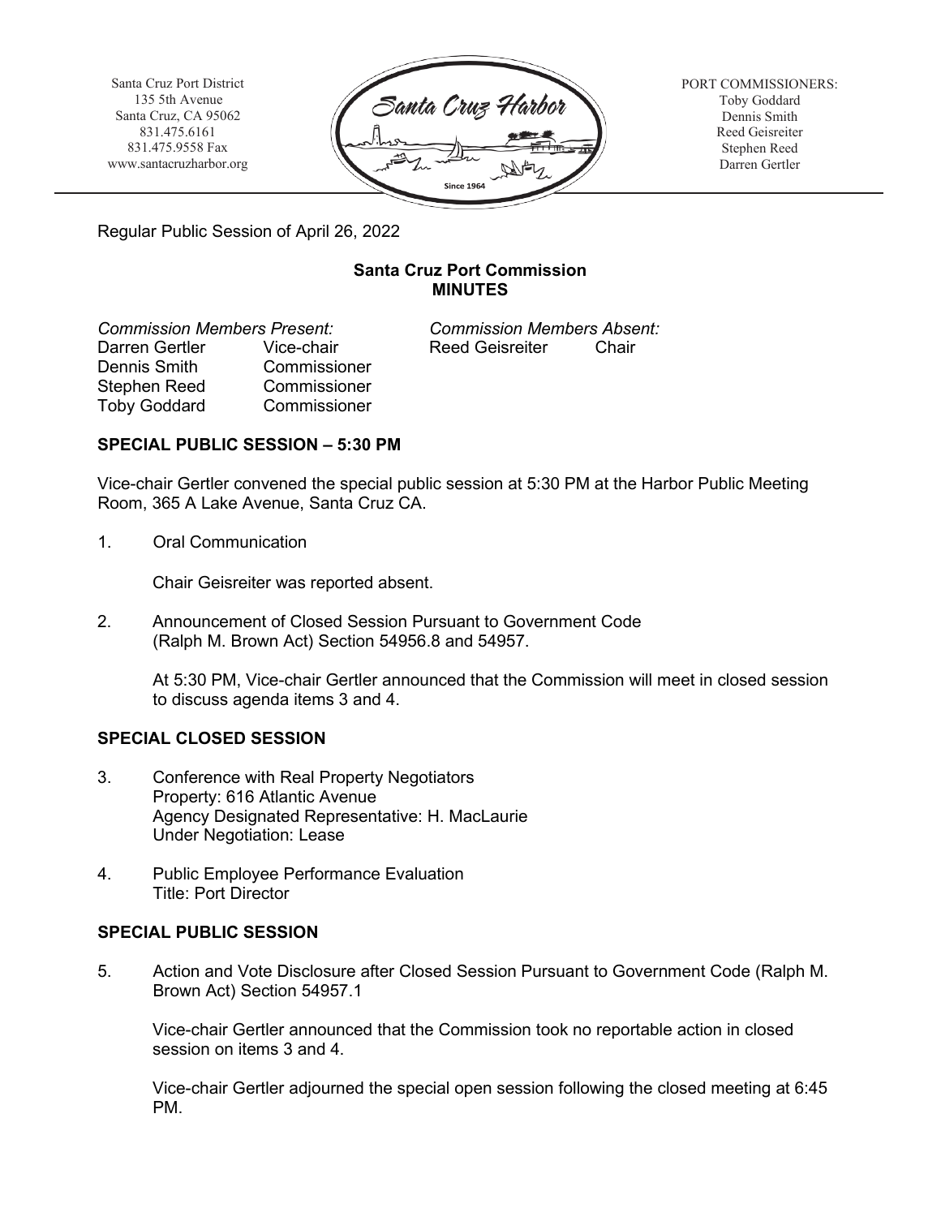Santa Cruz Port District
135 5th Avenue
Santa Cruz, CA 95062
831.475.6161
831.475.9558 Fax
www.santacruzharbor.org

PORT COMMISSIONERS:
Toby Goddard
Dennis Smith
Reed Geisreiter
Stephen Reed
Darren Gertler

Regular Public Session of April 26, 2022

**Santa Cruz Port Commission**
**MINUTES**

| *Commission Members Present:* | | *Commission Members Absent:* | |
|---|---|---|---|
| Darren Gertler | Vice-chair | Reed Geisreiter | Chair |
| Dennis Smith | Commissioner | | |
| Stephen Reed | Commissioner | | |
| Toby Goddard | Commissioner | | |

## SPECIAL PUBLIC SESSION – 5:30 PM

Vice-chair Gertler convened the special public session at 5:30 PM at the Harbor Public Meeting Room, 365 A Lake Avenue, Santa Cruz CA.

1. Oral Communication

   Chair Geisreiter was reported absent.

2. Announcement of Closed Session Pursuant to Government Code (Ralph M. Brown Act) Section 54956.8 and 54957.

   At 5:30 PM, Vice-chair Gertler announced that the Commission will meet in closed session to discuss agenda items 3 and 4.

## SPECIAL CLOSED SESSION

3. Conference with Real Property Negotiators
   Property: 616 Atlantic Avenue
   Agency Designated Representative: H. MacLaurie
   Under Negotiation: Lease

4. Public Employee Performance Evaluation
   Title: Port Director

## SPECIAL PUBLIC SESSION

5. Action and Vote Disclosure after Closed Session Pursuant to Government Code (Ralph M. Brown Act) Section 54957.1

   Vice-chair Gertler announced that the Commission took no reportable action in closed session on items 3 and 4.

   Vice-chair Gertler adjourned the special open session following the closed meeting at 6:45 PM.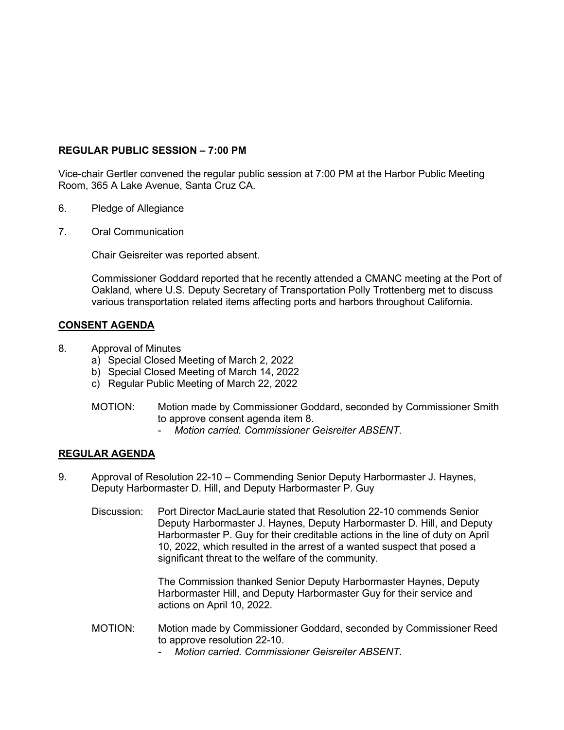**REGULAR PUBLIC SESSION – 7:00 PM**

Vice-chair Gertler convened the regular public session at 7:00 PM at the Harbor Public Meeting Room, 365 A Lake Avenue, Santa Cruz CA.

6. Pledge of Allegiance

7. Oral Communication

   Chair Geisreiter was reported absent.

   Commissioner Goddard reported that he recently attended a CMANC meeting at the Port of Oakland, where U.S. Deputy Secretary of Transportation Polly Trottenberg met to discuss various transportation related items affecting ports and harbors throughout California.

**CONSENT AGENDA**

8. Approval of Minutes
   a) Special Closed Meeting of March 2, 2022
   b) Special Closed Meeting of March 14, 2022
   c) Regular Public Meeting of March 22, 2022

   MOTION: Motion made by Commissioner Goddard, seconded by Commissioner Smith to approve consent agenda item 8.
   - *Motion carried. Commissioner Geisreiter ABSENT.*

**REGULAR AGENDA**

9. Approval of Resolution 22-10 – Commending Senior Deputy Harbormaster J. Haynes, Deputy Harbormaster D. Hill, and Deputy Harbormaster P. Guy

   Discussion: Port Director MacLaurie stated that Resolution 22-10 commends Senior Deputy Harbormaster J. Haynes, Deputy Harbormaster D. Hill, and Deputy Harbormaster P. Guy for their creditable actions in the line of duty on April 10, 2022, which resulted in the arrest of a wanted suspect that posed a significant threat to the welfare of the community.

   The Commission thanked Senior Deputy Harbormaster Haynes, Deputy Harbormaster Hill, and Deputy Harbormaster Guy for their service and actions on April 10, 2022.

   MOTION: Motion made by Commissioner Goddard, seconded by Commissioner Reed to approve resolution 22-10.
   - *Motion carried. Commissioner Geisreiter ABSENT.*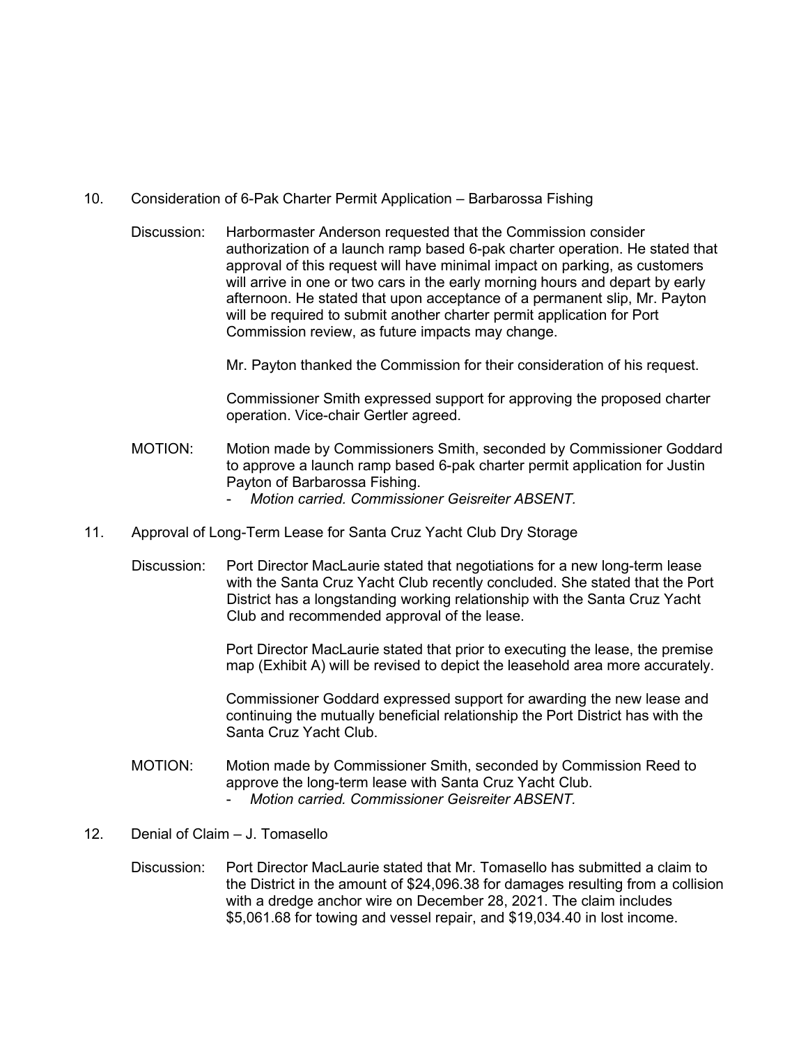10. Consideration of 6-Pak Charter Permit Application – Barbarossa Fishing

Discussion: Harbormaster Anderson requested that the Commission consider authorization of a launch ramp based 6-pak charter operation. He stated that approval of this request will have minimal impact on parking, as customers will arrive in one or two cars in the early morning hours and depart by early afternoon. He stated that upon acceptance of a permanent slip, Mr. Payton will be required to submit another charter permit application for Port Commission review, as future impacts may change.

Mr. Payton thanked the Commission for their consideration of his request.

Commissioner Smith expressed support for approving the proposed charter operation. Vice-chair Gertler agreed.

MOTION: Motion made by Commissioners Smith, seconded by Commissioner Goddard to approve a launch ramp based 6-pak charter permit application for Justin Payton of Barbarossa Fishing.

- *Motion carried. Commissioner Geisreiter ABSENT.*

11. Approval of Long-Term Lease for Santa Cruz Yacht Club Dry Storage

Discussion: Port Director MacLaurie stated that negotiations for a new long-term lease with the Santa Cruz Yacht Club recently concluded. She stated that the Port District has a longstanding working relationship with the Santa Cruz Yacht Club and recommended approval of the lease.

Port Director MacLaurie stated that prior to executing the lease, the premise map (Exhibit A) will be revised to depict the leasehold area more accurately.

Commissioner Goddard expressed support for awarding the new lease and continuing the mutually beneficial relationship the Port District has with the Santa Cruz Yacht Club.

MOTION: Motion made by Commissioner Smith, seconded by Commission Reed to approve the long-term lease with Santa Cruz Yacht Club.

- *Motion carried. Commissioner Geisreiter ABSENT.*

12. Denial of Claim – J. Tomasello

Discussion: Port Director MacLaurie stated that Mr. Tomasello has submitted a claim to the District in the amount of $24,096.38 for damages resulting from a collision with a dredge anchor wire on December 28, 2021. The claim includes $5,061.68 for towing and vessel repair, and $19,034.40 in lost income.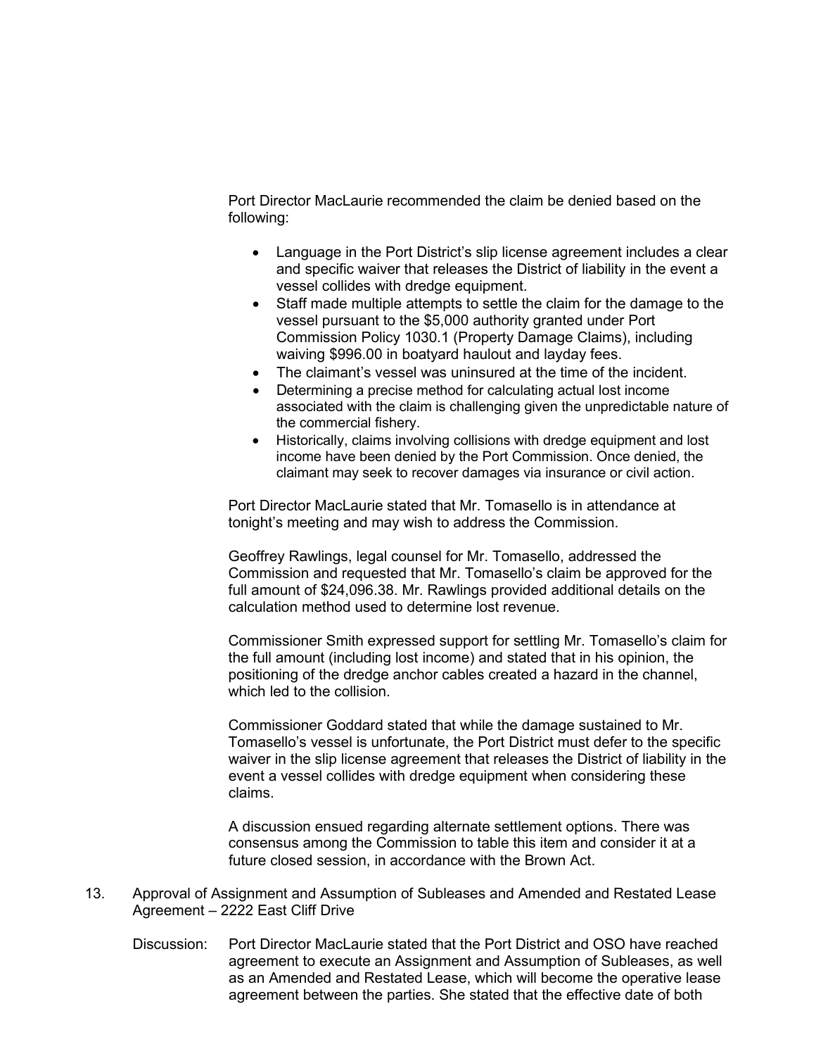Port Director MacLaurie recommended the claim be denied based on the following:

- Language in the Port District's slip license agreement includes a clear and specific waiver that releases the District of liability in the event a vessel collides with dredge equipment.
- Staff made multiple attempts to settle the claim for the damage to the vessel pursuant to the $5,000 authority granted under Port Commission Policy 1030.1 (Property Damage Claims), including waiving $996.00 in boatyard haulout and layday fees.
- The claimant's vessel was uninsured at the time of the incident.
- Determining a precise method for calculating actual lost income associated with the claim is challenging given the unpredictable nature of the commercial fishery.
- Historically, claims involving collisions with dredge equipment and lost income have been denied by the Port Commission. Once denied, the claimant may seek to recover damages via insurance or civil action.

Port Director MacLaurie stated that Mr. Tomasello is in attendance at tonight's meeting and may wish to address the Commission.

Geoffrey Rawlings, legal counsel for Mr. Tomasello, addressed the Commission and requested that Mr. Tomasello's claim be approved for the full amount of $24,096.38. Mr. Rawlings provided additional details on the calculation method used to determine lost revenue.

Commissioner Smith expressed support for settling Mr. Tomasello's claim for the full amount (including lost income) and stated that in his opinion, the positioning of the dredge anchor cables created a hazard in the channel, which led to the collision.

Commissioner Goddard stated that while the damage sustained to Mr. Tomasello's vessel is unfortunate, the Port District must defer to the specific waiver in the slip license agreement that releases the District of liability in the event a vessel collides with dredge equipment when considering these claims.

A discussion ensued regarding alternate settlement options. There was consensus among the Commission to table this item and consider it at a future closed session, in accordance with the Brown Act.

13. Approval of Assignment and Assumption of Subleases and Amended and Restated Lease Agreement – 2222 East Cliff Drive

Discussion: Port Director MacLaurie stated that the Port District and OSO have reached agreement to execute an Assignment and Assumption of Subleases, as well as an Amended and Restated Lease, which will become the operative lease agreement between the parties. She stated that the effective date of both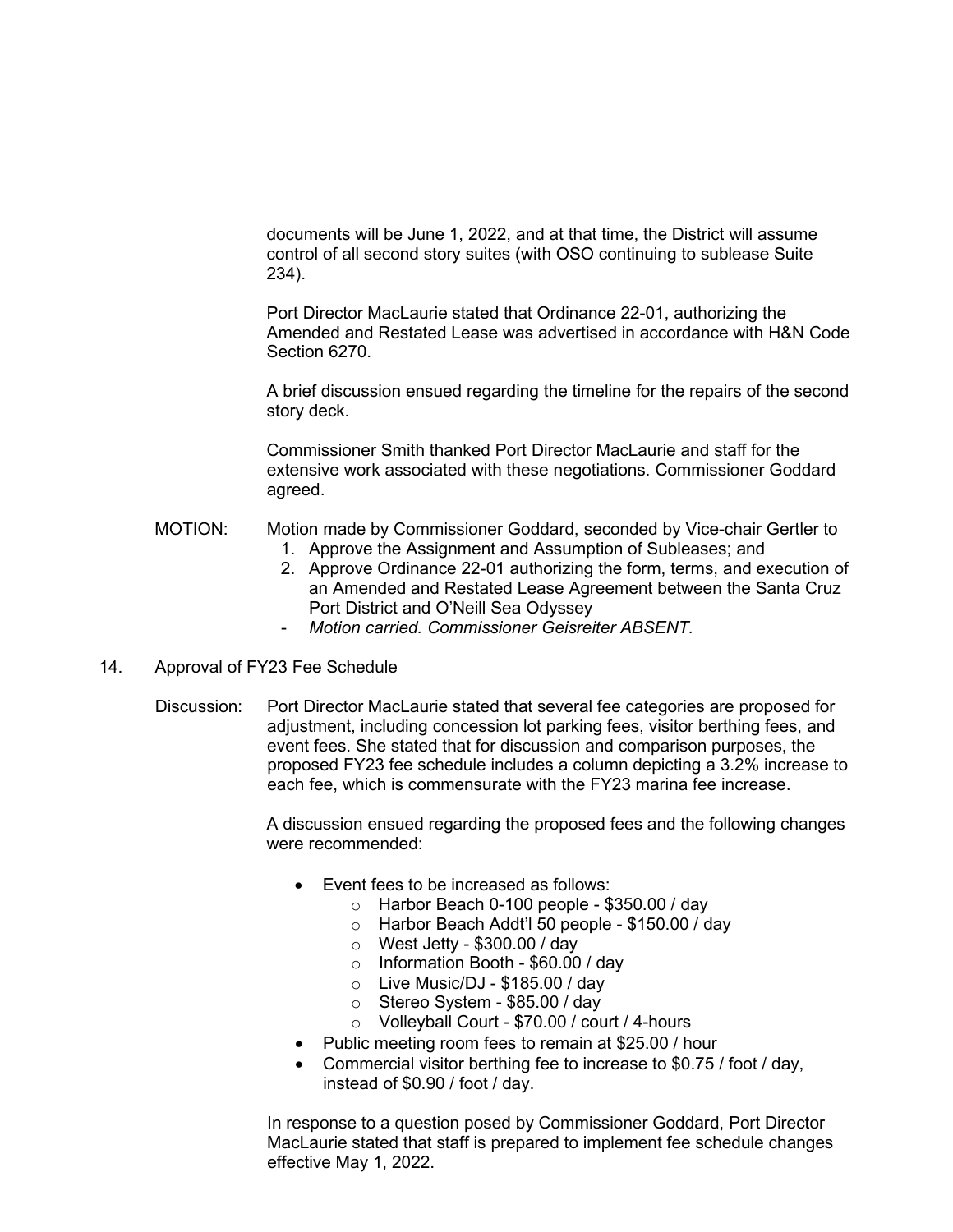documents will be June 1, 2022, and at that time, the District will assume control of all second story suites (with OSO continuing to sublease Suite 234).

Port Director MacLaurie stated that Ordinance 22-01, authorizing the Amended and Restated Lease was advertised in accordance with H&N Code Section 6270.

A brief discussion ensued regarding the timeline for the repairs of the second story deck.

Commissioner Smith thanked Port Director MacLaurie and staff for the extensive work associated with these negotiations. Commissioner Goddard agreed.

MOTION: Motion made by Commissioner Goddard, seconded by Vice-chair Gertler to

1. Approve the Assignment and Assumption of Subleases; and
2. Approve Ordinance 22-01 authorizing the form, terms, and execution of an Amended and Restated Lease Agreement between the Santa Cruz Port District and O'Neill Sea Odyssey

- *Motion carried. Commissioner Geisreiter ABSENT.*

14. Approval of FY23 Fee Schedule

Discussion: Port Director MacLaurie stated that several fee categories are proposed for adjustment, including concession lot parking fees, visitor berthing fees, and event fees. She stated that for discussion and comparison purposes, the proposed FY23 fee schedule includes a column depicting a 3.2% increase to each fee, which is commensurate with the FY23 marina fee increase.

A discussion ensued regarding the proposed fees and the following changes were recommended:

- Event fees to be increased as follows:
  - Harbor Beach 0-100 people - $350.00 / day
  - Harbor Beach Addt'l 50 people - $150.00 / day
  - West Jetty - $300.00 / day
  - Information Booth - $60.00 / day
  - Live Music/DJ - $185.00 / day
  - Stereo System - $85.00 / day
  - Volleyball Court - $70.00 / court / 4-hours
- Public meeting room fees to remain at $25.00 / hour
- Commercial visitor berthing fee to increase to $0.75 / foot / day, instead of $0.90 / foot / day.

In response to a question posed by Commissioner Goddard, Port Director MacLaurie stated that staff is prepared to implement fee schedule changes effective May 1, 2022.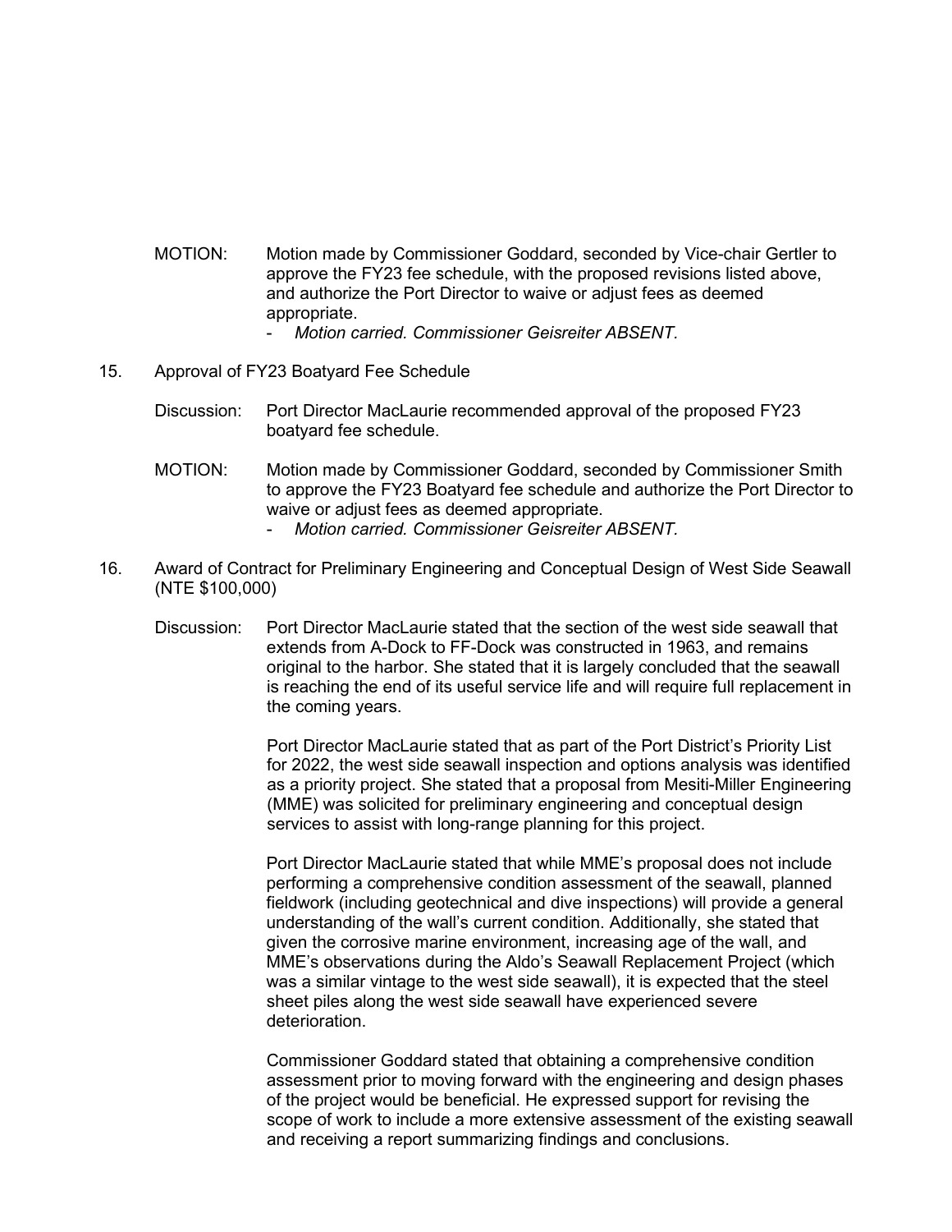MOTION: Motion made by Commissioner Goddard, seconded by Vice-chair Gertler to approve the FY23 fee schedule, with the proposed revisions listed above, and authorize the Port Director to waive or adjust fees as deemed appropriate.

- *Motion carried. Commissioner Geisreiter ABSENT.*

15. Approval of FY23 Boatyard Fee Schedule

Discussion: Port Director MacLaurie recommended approval of the proposed FY23 boatyard fee schedule.

MOTION: Motion made by Commissioner Goddard, seconded by Commissioner Smith to approve the FY23 Boatyard fee schedule and authorize the Port Director to waive or adjust fees as deemed appropriate.

- *Motion carried. Commissioner Geisreiter ABSENT.*

16. Award of Contract for Preliminary Engineering and Conceptual Design of West Side Seawall (NTE $100,000)

Discussion: Port Director MacLaurie stated that the section of the west side seawall that extends from A-Dock to FF-Dock was constructed in 1963, and remains original to the harbor. She stated that it is largely concluded that the seawall is reaching the end of its useful service life and will require full replacement in the coming years.

Port Director MacLaurie stated that as part of the Port District's Priority List for 2022, the west side seawall inspection and options analysis was identified as a priority project. She stated that a proposal from Mesiti-Miller Engineering (MME) was solicited for preliminary engineering and conceptual design services to assist with long-range planning for this project.

Port Director MacLaurie stated that while MME's proposal does not include performing a comprehensive condition assessment of the seawall, planned fieldwork (including geotechnical and dive inspections) will provide a general understanding of the wall's current condition. Additionally, she stated that given the corrosive marine environment, increasing age of the wall, and MME's observations during the Aldo's Seawall Replacement Project (which was a similar vintage to the west side seawall), it is expected that the steel sheet piles along the west side seawall have experienced severe deterioration.

Commissioner Goddard stated that obtaining a comprehensive condition assessment prior to moving forward with the engineering and design phases of the project would be beneficial. He expressed support for revising the scope of work to include a more extensive assessment of the existing seawall and receiving a report summarizing findings and conclusions.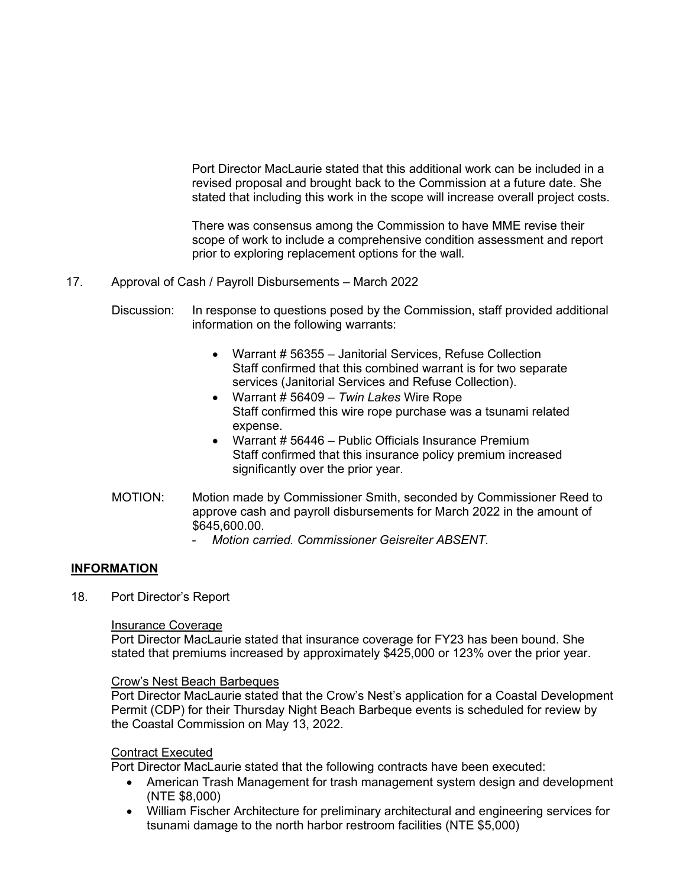Port Director MacLaurie stated that this additional work can be included in a revised proposal and brought back to the Commission at a future date. She stated that including this work in the scope will increase overall project costs.

There was consensus among the Commission to have MME revise their scope of work to include a comprehensive condition assessment and report prior to exploring replacement options for the wall.

17. Approval of Cash / Payroll Disbursements – March 2022

Discussion: In response to questions posed by the Commission, staff provided additional information on the following warrants:

- Warrant # 56355 – Janitorial Services, Refuse Collection
  Staff confirmed that this combined warrant is for two separate services (Janitorial Services and Refuse Collection).
- Warrant # 56409 – *Twin Lakes* Wire Rope
  Staff confirmed this wire rope purchase was a tsunami related expense.
- Warrant # 56446 – Public Officials Insurance Premium
  Staff confirmed that this insurance policy premium increased significantly over the prior year.

MOTION: Motion made by Commissioner Smith, seconded by Commissioner Reed to approve cash and payroll disbursements for March 2022 in the amount of $645,600.00.

- *Motion carried. Commissioner Geisreiter ABSENT.*

## **INFORMATION**

18. Port Director's Report

Insurance Coverage
Port Director MacLaurie stated that insurance coverage for FY23 has been bound. She stated that premiums increased by approximately $425,000 or 123% over the prior year.

Crow's Nest Beach Barbeques
Port Director MacLaurie stated that the Crow's Nest's application for a Coastal Development Permit (CDP) for their Thursday Night Beach Barbeque events is scheduled for review by the Coastal Commission on May 13, 2022.

Contract Executed
Port Director MacLaurie stated that the following contracts have been executed:

- American Trash Management for trash management system design and development (NTE $8,000)
- William Fischer Architecture for preliminary architectural and engineering services for tsunami damage to the north harbor restroom facilities (NTE $5,000)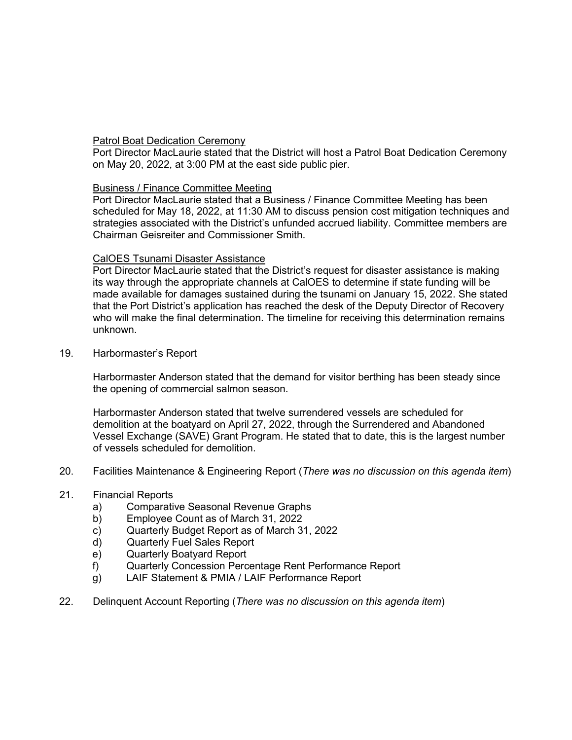<u>Patrol Boat Dedication Ceremony</u>
Port Director MacLaurie stated that the District will host a Patrol Boat Dedication Ceremony on May 20, 2022, at 3:00 PM at the east side public pier.

<u>Business / Finance Committee Meeting</u>
Port Director MacLaurie stated that a Business / Finance Committee Meeting has been scheduled for May 18, 2022, at 11:30 AM to discuss pension cost mitigation techniques and strategies associated with the District's unfunded accrued liability. Committee members are Chairman Geisreiter and Commissioner Smith.

<u>CalOES Tsunami Disaster Assistance</u>
Port Director MacLaurie stated that the District's request for disaster assistance is making its way through the appropriate channels at CalOES to determine if state funding will be made available for damages sustained during the tsunami on January 15, 2022. She stated that the Port District's application has reached the desk of the Deputy Director of Recovery who will make the final determination. The timeline for receiving this determination remains unknown.

19. Harbormaster's Report

    Harbormaster Anderson stated that the demand for visitor berthing has been steady since the opening of commercial salmon season.

    Harbormaster Anderson stated that twelve surrendered vessels are scheduled for demolition at the boatyard on April 27, 2022, through the Surrendered and Abandoned Vessel Exchange (SAVE) Grant Program. He stated that to date, this is the largest number of vessels scheduled for demolition.

20. Facilities Maintenance & Engineering Report (*There was no discussion on this agenda item*)

21. Financial Reports
    a) Comparative Seasonal Revenue Graphs
    b) Employee Count as of March 31, 2022
    c) Quarterly Budget Report as of March 31, 2022
    d) Quarterly Fuel Sales Report
    e) Quarterly Boatyard Report
    f) Quarterly Concession Percentage Rent Performance Report
    g) LAIF Statement & PMIA / LAIF Performance Report

22. Delinquent Account Reporting (*There was no discussion on this agenda item*)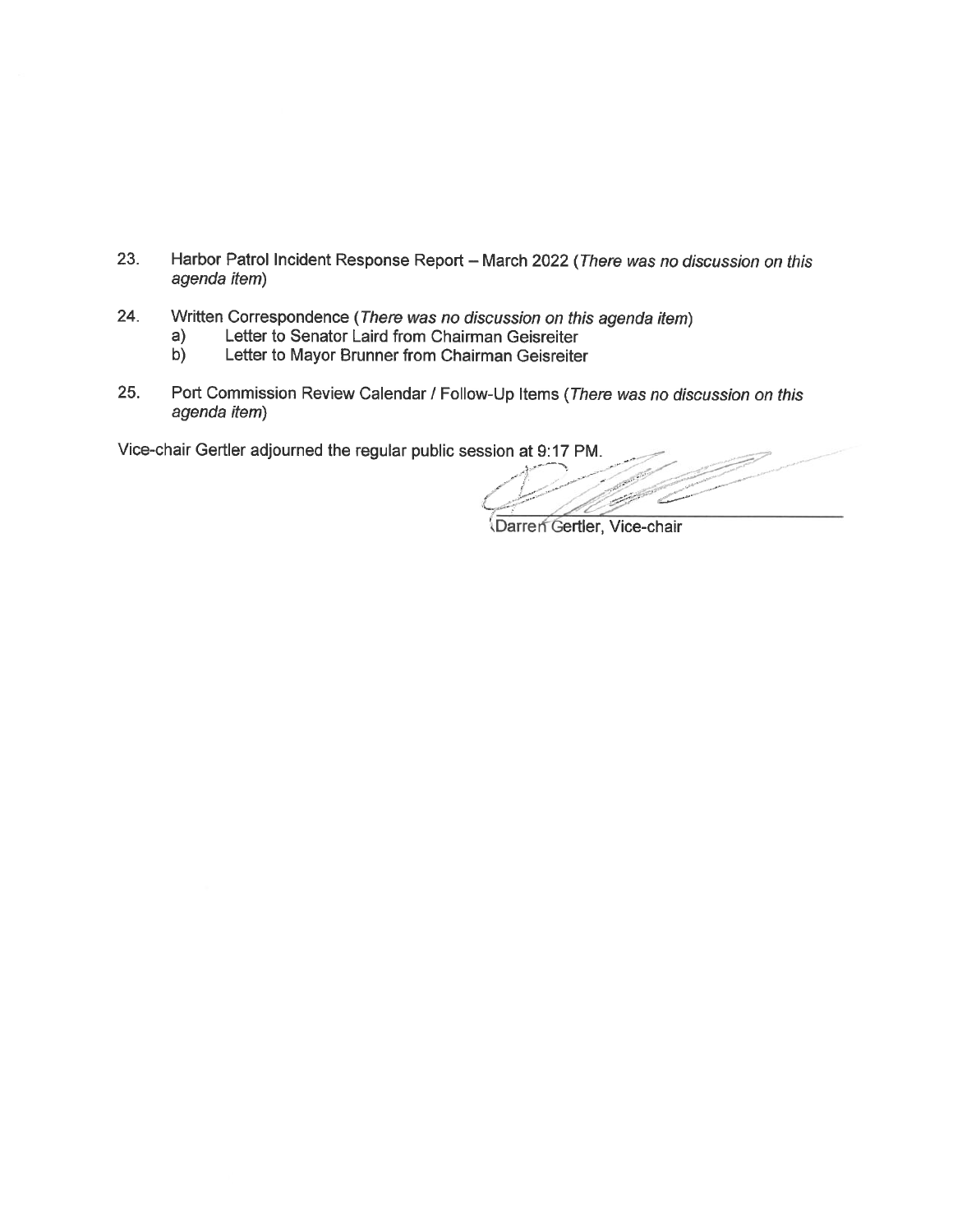23. Harbor Patrol Incident Response Report – March 2022 (*There was no discussion on this agenda item*)

24. Written Correspondence (*There was no discussion on this agenda item*)
    a) Letter to Senator Laird from Chairman Geisreiter
    b) Letter to Mayor Brunner from Chairman Geisreiter

25. Port Commission Review Calendar / Follow-Up Items (*There was no discussion on this agenda item*)

Vice-chair Gertler adjourned the regular public session at 9:17 PM.

Darren Gertler, Vice-chair